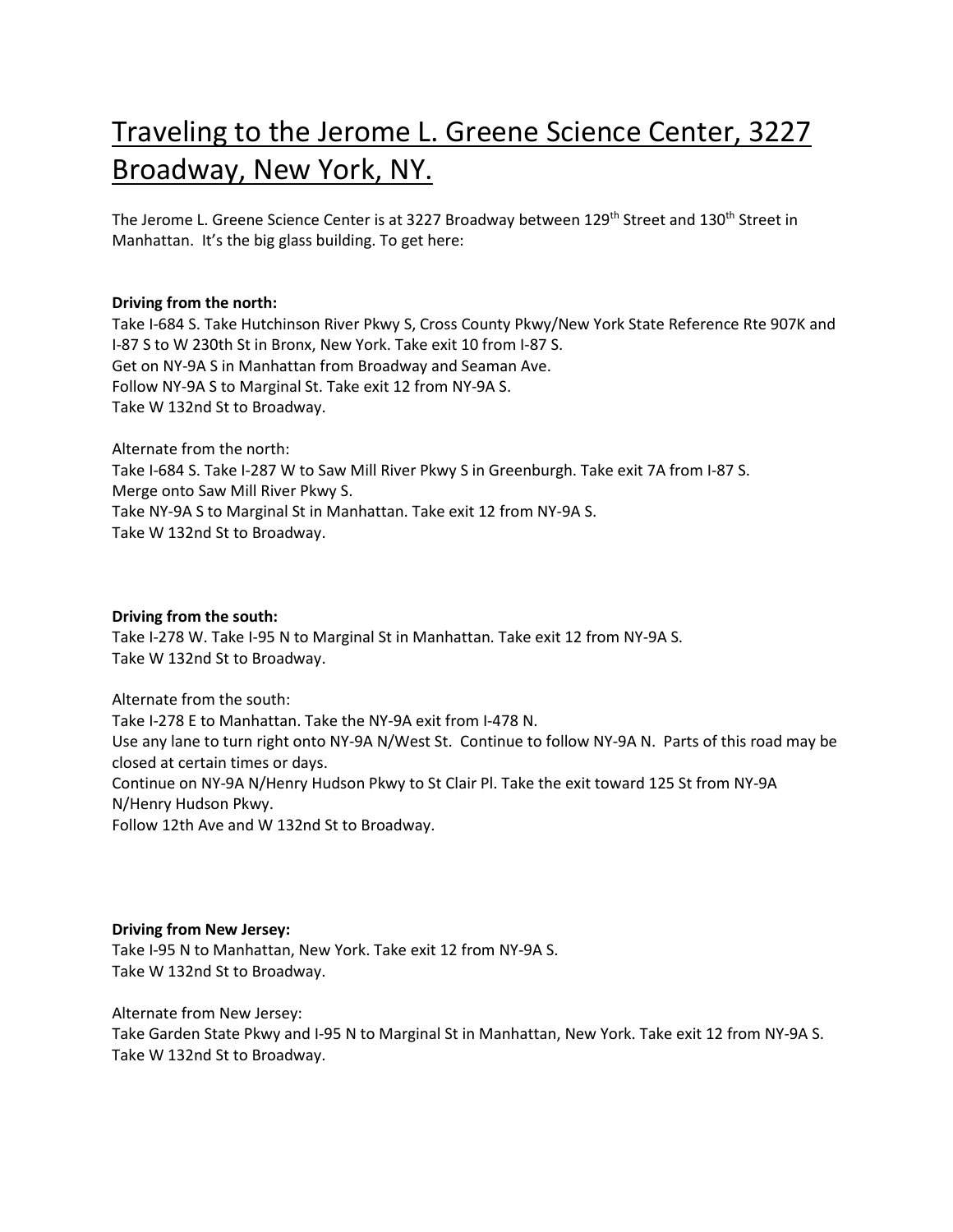# Traveling to the Jerome L. Greene Science Center, 3227 Broadway, New York, NY.

The Jerome L. Greene Science Center is at 3227 Broadway between 129th Street and 130th Street in Manhattan. It's the big glass building. To get here:

**Driving from the north:**
Take I-684 S. Take Hutchinson River Pkwy S, Cross County Pkwy/New York State Reference Rte 907K and I-87 S to W 230th St in Bronx, New York. Take exit 10 from I-87 S.
Get on NY-9A S in Manhattan from Broadway and Seaman Ave.
Follow NY-9A S to Marginal St. Take exit 12 from NY-9A S.
Take W 132nd St to Broadway.

Alternate from the north:
Take I-684 S. Take I-287 W to Saw Mill River Pkwy S in Greenburgh. Take exit 7A from I-87 S.
Merge onto Saw Mill River Pkwy S.
Take NY-9A S to Marginal St in Manhattan. Take exit 12 from NY-9A S.
Take W 132nd St to Broadway.

**Driving from the south:**
Take I-278 W. Take I-95 N to Marginal St in Manhattan. Take exit 12 from NY-9A S.
Take W 132nd St to Broadway.

Alternate from the south:
Take I-278 E to Manhattan. Take the NY-9A exit from I-478 N.
Use any lane to turn right onto NY-9A N/West St. Continue to follow NY-9A N. Parts of this road may be closed at certain times or days.
Continue on NY-9A N/Henry Hudson Pkwy to St Clair Pl. Take the exit toward 125 St from NY-9A N/Henry Hudson Pkwy.
Follow 12th Ave and W 132nd St to Broadway.

**Driving from New Jersey:**
Take I-95 N to Manhattan, New York. Take exit 12 from NY-9A S.
Take W 132nd St to Broadway.

Alternate from New Jersey:
Take Garden State Pkwy and I-95 N to Marginal St in Manhattan, New York. Take exit 12 from NY-9A S.
Take W 132nd St to Broadway.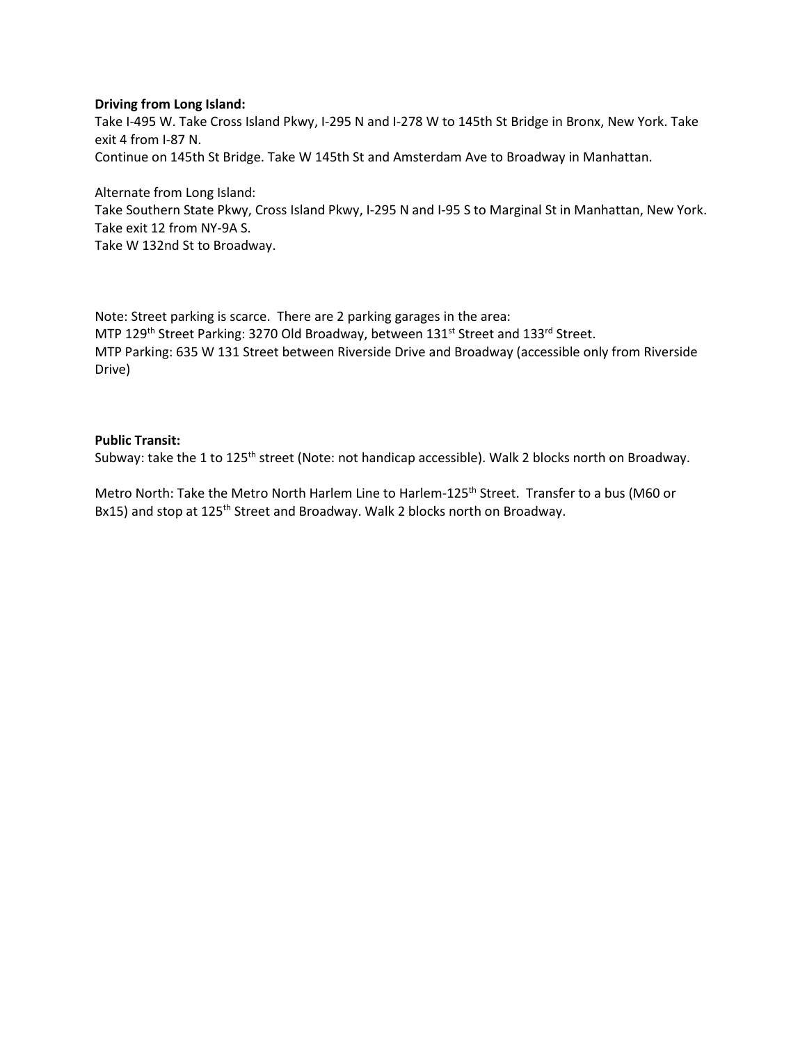**Driving from Long Island:**
Take I-495 W. Take Cross Island Pkwy, I-295 N and I-278 W to 145th St Bridge in Bronx, New York. Take exit 4 from I-87 N.
Continue on 145th St Bridge. Take W 145th St and Amsterdam Ave to Broadway in Manhattan.

Alternate from Long Island:
Take Southern State Pkwy, Cross Island Pkwy, I-295 N and I-95 S to Marginal St in Manhattan, New York. Take exit 12 from NY-9A S.
Take W 132nd St to Broadway.

Note: Street parking is scarce. There are 2 parking garages in the area:
MTP 129th Street Parking: 3270 Old Broadway, between 131st Street and 133rd Street.
MTP Parking: 635 W 131 Street between Riverside Drive and Broadway (accessible only from Riverside Drive)

**Public Transit:**
Subway: take the 1 to 125th street (Note: not handicap accessible). Walk 2 blocks north on Broadway.

Metro North: Take the Metro North Harlem Line to Harlem-125th Street. Transfer to a bus (M60 or Bx15) and stop at 125th Street and Broadway. Walk 2 blocks north on Broadway.